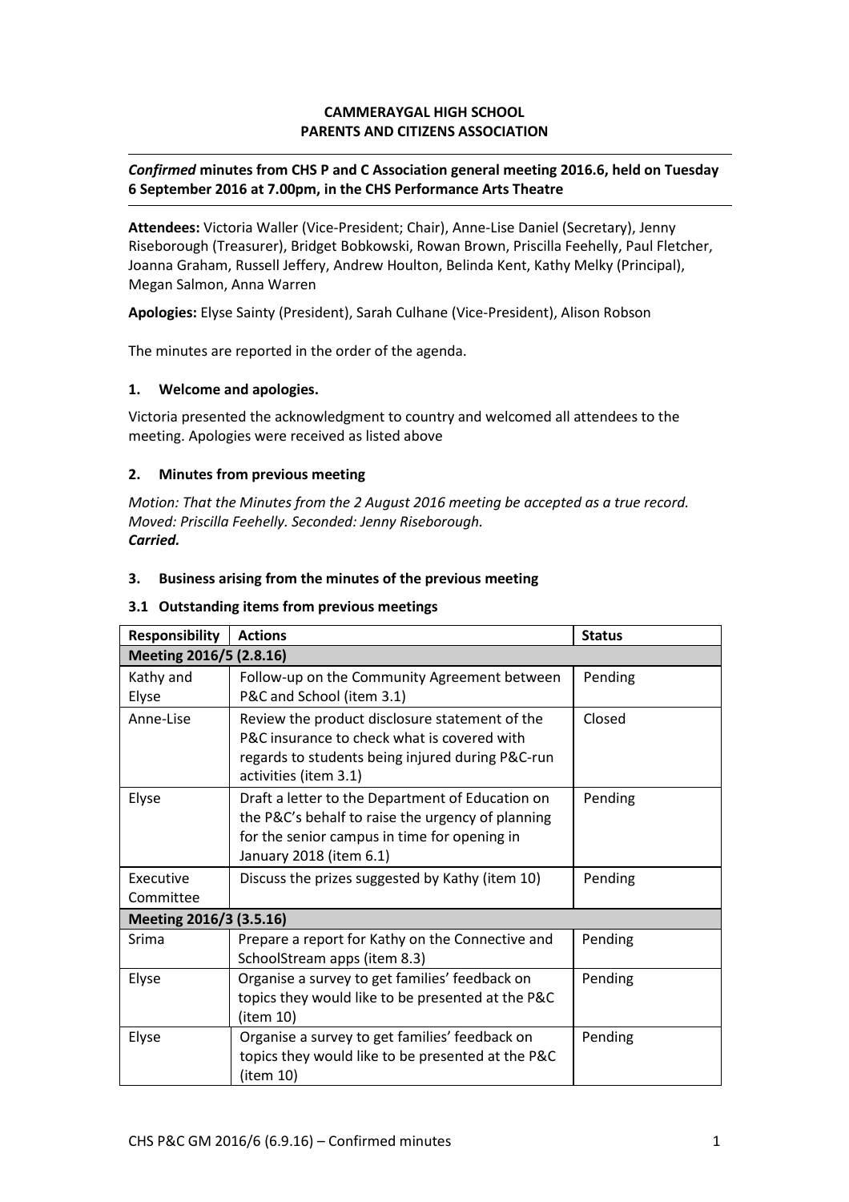**CAMMERAYGAL HIGH SCHOOL**
**PARENTS AND CITIZENS ASSOCIATION**

---

***Confirmed* minutes from CHS P and C Association general meeting 2016.6, held on Tuesday 6 September 2016 at 7.00pm, in the CHS Performance Arts Theatre**

---

**Attendees:** Victoria Waller (Vice-President; Chair), Anne-Lise Daniel (Secretary), Jenny Riseborough (Treasurer), Bridget Bobkowski, Rowan Brown, Priscilla Feehelly, Paul Fletcher, Joanna Graham, Russell Jeffery, Andrew Houlton, Belinda Kent, Kathy Melky (Principal), Megan Salmon, Anna Warren

**Apologies:** Elyse Sainty (President), Sarah Culhane (Vice-President), Alison Robson

The minutes are reported in the order of the agenda.

### 1. Welcome and apologies.

Victoria presented the acknowledgment to country and welcomed all attendees to the meeting. Apologies were received as listed above

### 2. Minutes from previous meeting

*Motion: That the Minutes from the 2 August 2016 meeting be accepted as a true record.*
*Moved: Priscilla Feehelly. Seconded: Jenny Riseborough.*
***Carried.***

### 3. Business arising from the minutes of the previous meeting

#### 3.1 Outstanding items from previous meetings

| Responsibility | Actions | Status |
|---|---|---|
| **Meeting 2016/5 (2.8.16)** | | |
| Kathy and Elyse | Follow-up on the Community Agreement between P&C and School (item 3.1) | Pending |
| Anne-Lise | Review the product disclosure statement of the P&C insurance to check what is covered with regards to students being injured during P&C-run activities (item 3.1) | Closed |
| Elyse | Draft a letter to the Department of Education on the P&C's behalf to raise the urgency of planning for the senior campus in time for opening in January 2018 (item 6.1) | Pending |
| Executive Committee | Discuss the prizes suggested by Kathy (item 10) | Pending |
| **Meeting 2016/3 (3.5.16)** | | |
| Srima | Prepare a report for Kathy on the Connective and SchoolStream apps (item 8.3) | Pending |
| Elyse | Organise a survey to get families' feedback on topics they would like to be presented at the P&C (item 10) | Pending |
| Elyse | Organise a survey to get families' feedback on topics they would like to be presented at the P&C (item 10) | Pending |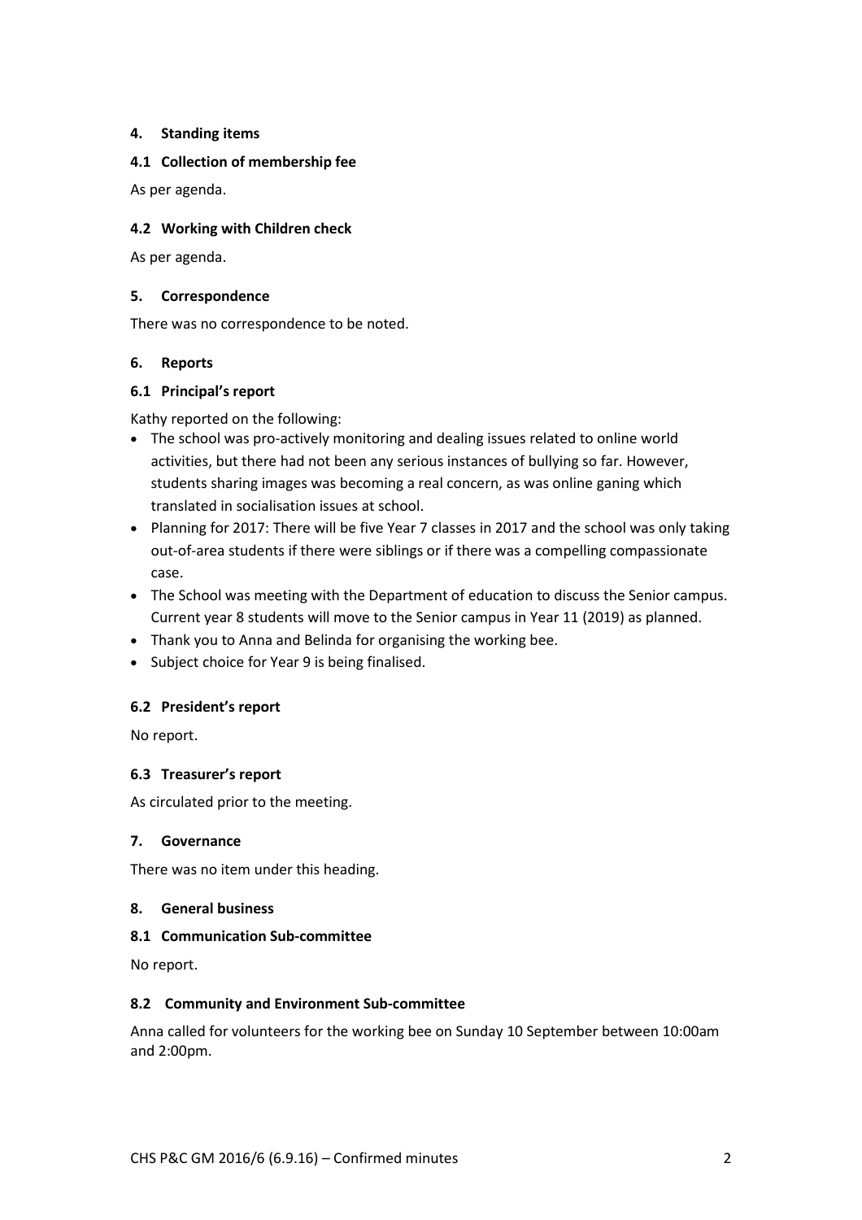**4. Standing items**

**4.1 Collection of membership fee**

As per agenda.

**4.2 Working with Children check**

As per agenda.

**5. Correspondence**

There was no correspondence to be noted.

**6. Reports**

**6.1 Principal's report**

Kathy reported on the following:

- The school was pro-actively monitoring and dealing issues related to online world activities, but there had not been any serious instances of bullying so far. However, students sharing images was becoming a real concern, as was online ganing which translated in socialisation issues at school.
- Planning for 2017: There will be five Year 7 classes in 2017 and the school was only taking out-of-area students if there were siblings or if there was a compelling compassionate case.
- The School was meeting with the Department of education to discuss the Senior campus. Current year 8 students will move to the Senior campus in Year 11 (2019) as planned.
- Thank you to Anna and Belinda for organising the working bee.
- Subject choice for Year 9 is being finalised.

**6.2 President's report**

No report.

**6.3 Treasurer's report**

As circulated prior to the meeting.

**7. Governance**

There was no item under this heading.

**8. General business**

**8.1 Communication Sub-committee**

No report.

**8.2 Community and Environment Sub-committee**

Anna called for volunteers for the working bee on Sunday 10 September between 10:00am and 2:00pm.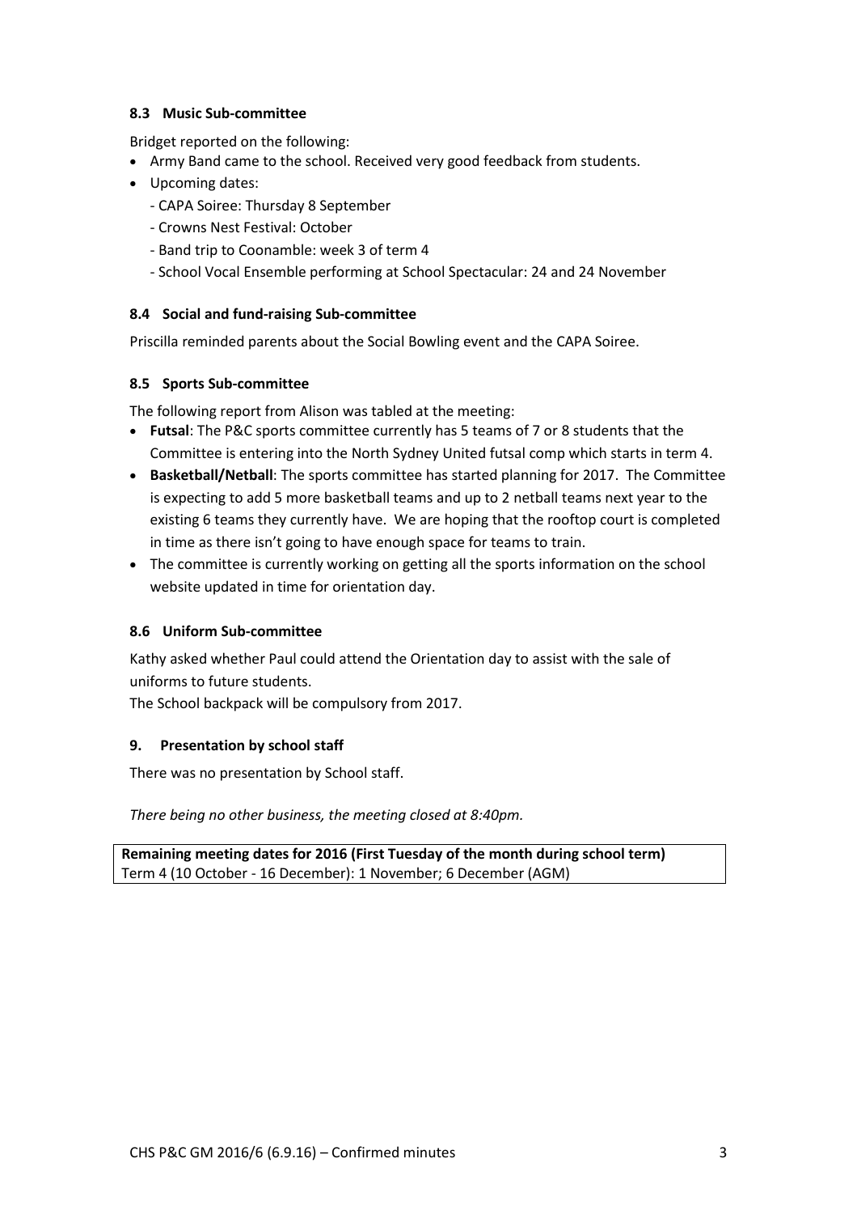### 8.3 Music Sub-committee

Bridget reported on the following:

- Army Band came to the school. Received very good feedback from students.
- Upcoming dates:
  - CAPA Soiree: Thursday 8 September
  - Crowns Nest Festival: October
  - Band trip to Coonamble: week 3 of term 4
  - School Vocal Ensemble performing at School Spectacular: 24 and 24 November

### 8.4 Social and fund-raising Sub-committee

Priscilla reminded parents about the Social Bowling event and the CAPA Soiree.

### 8.5 Sports Sub-committee

The following report from Alison was tabled at the meeting:

- **Futsal**: The P&C sports committee currently has 5 teams of 7 or 8 students that the Committee is entering into the North Sydney United futsal comp which starts in term 4.
- **Basketball/Netball**: The sports committee has started planning for 2017. The Committee is expecting to add 5 more basketball teams and up to 2 netball teams next year to the existing 6 teams they currently have. We are hoping that the rooftop court is completed in time as there isn't going to have enough space for teams to train.
- The committee is currently working on getting all the sports information on the school website updated in time for orientation day.

### 8.6 Uniform Sub-committee

Kathy asked whether Paul could attend the Orientation day to assist with the sale of uniforms to future students.

The School backpack will be compulsory from 2017.

### 9. Presentation by school staff

There was no presentation by School staff.

*There being no other business, the meeting closed at 8:40pm.*

**Remaining meeting dates for 2016 (First Tuesday of the month during school term)**
Term 4 (10 October - 16 December): 1 November; 6 December (AGM)